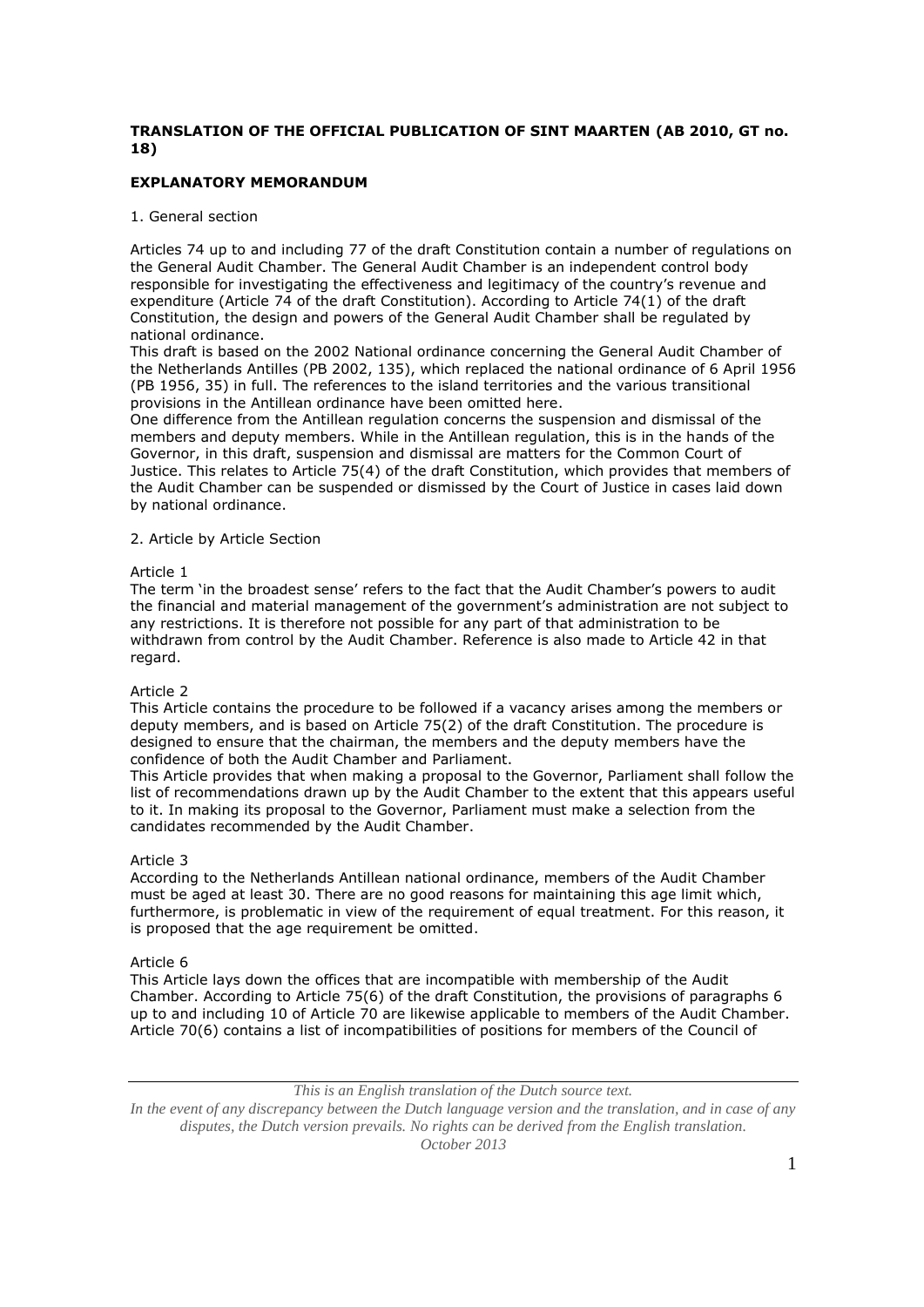**TRANSLATION OF THE OFFICIAL PUBLICATION OF SINT MAARTEN (AB 2010, GT no. 18)**

**EXPLANATORY MEMORANDUM**

1. General section

Articles 74 up to and including 77 of the draft Constitution contain a number of regulations on the General Audit Chamber. The General Audit Chamber is an independent control body responsible for investigating the effectiveness and legitimacy of the country's revenue and expenditure (Article 74 of the draft Constitution). According to Article 74(1) of the draft Constitution, the design and powers of the General Audit Chamber shall be regulated by national ordinance.

This draft is based on the 2002 National ordinance concerning the General Audit Chamber of the Netherlands Antilles (PB 2002, 135), which replaced the national ordinance of 6 April 1956 (PB 1956, 35) in full. The references to the island territories and the various transitional provisions in the Antillean ordinance have been omitted here.

One difference from the Antillean regulation concerns the suspension and dismissal of the members and deputy members. While in the Antillean regulation, this is in the hands of the Governor, in this draft, suspension and dismissal are matters for the Common Court of Justice. This relates to Article 75(4) of the draft Constitution, which provides that members of the Audit Chamber can be suspended or dismissed by the Court of Justice in cases laid down by national ordinance.

2. Article by Article Section

Article 1

The term 'in the broadest sense' refers to the fact that the Audit Chamber's powers to audit the financial and material management of the government's administration are not subject to any restrictions. It is therefore not possible for any part of that administration to be withdrawn from control by the Audit Chamber. Reference is also made to Article 42 in that regard.

Article 2

This Article contains the procedure to be followed if a vacancy arises among the members or deputy members, and is based on Article 75(2) of the draft Constitution. The procedure is designed to ensure that the chairman, the members and the deputy members have the confidence of both the Audit Chamber and Parliament.

This Article provides that when making a proposal to the Governor, Parliament shall follow the list of recommendations drawn up by the Audit Chamber to the extent that this appears useful to it. In making its proposal to the Governor, Parliament must make a selection from the candidates recommended by the Audit Chamber.

Article 3

According to the Netherlands Antillean national ordinance, members of the Audit Chamber must be aged at least 30. There are no good reasons for maintaining this age limit which, furthermore, is problematic in view of the requirement of equal treatment. For this reason, it is proposed that the age requirement be omitted.

Article 6

This Article lays down the offices that are incompatible with membership of the Audit Chamber. According to Article 75(6) of the draft Constitution, the provisions of paragraphs 6 up to and including 10 of Article 70 are likewise applicable to members of the Audit Chamber. Article 70(6) contains a list of incompatibilities of positions for members of the Council of

*This is an English translation of the Dutch source text.*
*In the event of any discrepancy between the Dutch language version and the translation, and in case of any disputes, the Dutch version prevails. No rights can be derived from the English translation.*
*October 2013*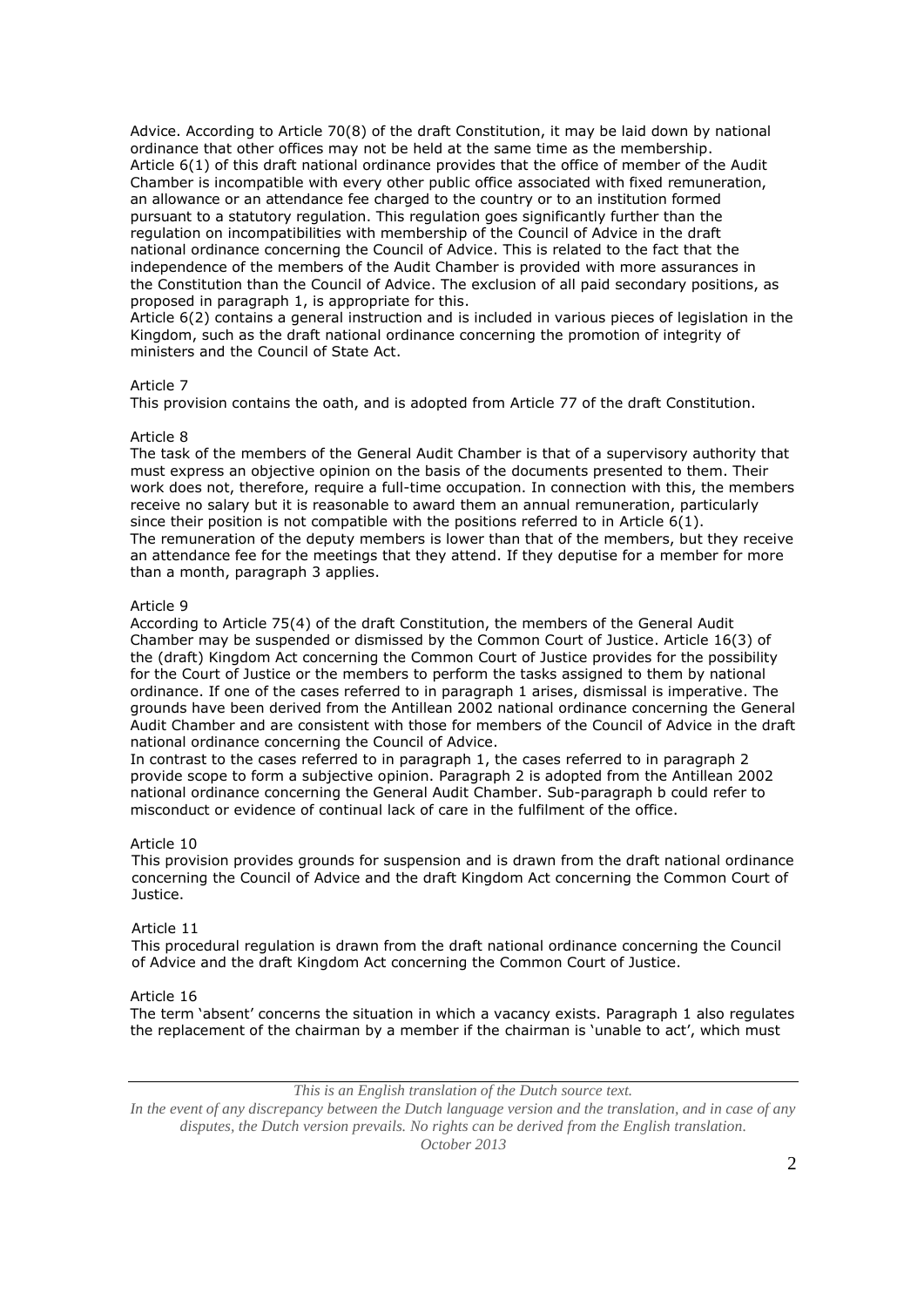Advice. According to Article 70(8) of the draft Constitution, it may be laid down by national ordinance that other offices may not be held at the same time as the membership. Article 6(1) of this draft national ordinance provides that the office of member of the Audit Chamber is incompatible with every other public office associated with fixed remuneration, an allowance or an attendance fee charged to the country or to an institution formed pursuant to a statutory regulation. This regulation goes significantly further than the regulation on incompatibilities with membership of the Council of Advice in the draft national ordinance concerning the Council of Advice. This is related to the fact that the independence of the members of the Audit Chamber is provided with more assurances in the Constitution than the Council of Advice. The exclusion of all paid secondary positions, as proposed in paragraph 1, is appropriate for this.
Article 6(2) contains a general instruction and is included in various pieces of legislation in the Kingdom, such as the draft national ordinance concerning the promotion of integrity of ministers and the Council of State Act.

Article 7
This provision contains the oath, and is adopted from Article 77 of the draft Constitution.

Article 8
The task of the members of the General Audit Chamber is that of a supervisory authority that must express an objective opinion on the basis of the documents presented to them. Their work does not, therefore, require a full-time occupation. In connection with this, the members receive no salary but it is reasonable to award them an annual remuneration, particularly since their position is not compatible with the positions referred to in Article 6(1).
The remuneration of the deputy members is lower than that of the members, but they receive an attendance fee for the meetings that they attend. If they deputise for a member for more than a month, paragraph 3 applies.

Article 9
According to Article 75(4) of the draft Constitution, the members of the General Audit Chamber may be suspended or dismissed by the Common Court of Justice. Article 16(3) of the (draft) Kingdom Act concerning the Common Court of Justice provides for the possibility for the Court of Justice or the members to perform the tasks assigned to them by national ordinance. If one of the cases referred to in paragraph 1 arises, dismissal is imperative. The grounds have been derived from the Antillean 2002 national ordinance concerning the General Audit Chamber and are consistent with those for members of the Council of Advice in the draft national ordinance concerning the Council of Advice.
In contrast to the cases referred to in paragraph 1, the cases referred to in paragraph 2 provide scope to form a subjective opinion. Paragraph 2 is adopted from the Antillean 2002 national ordinance concerning the General Audit Chamber. Sub-paragraph b could refer to misconduct or evidence of continual lack of care in the fulfilment of the office.

Article 10
This provision provides grounds for suspension and is drawn from the draft national ordinance concerning the Council of Advice and the draft Kingdom Act concerning the Common Court of Justice.

Article 11
This procedural regulation is drawn from the draft national ordinance concerning the Council of Advice and the draft Kingdom Act concerning the Common Court of Justice.

Article 16
The term 'absent' concerns the situation in which a vacancy exists. Paragraph 1 also regulates the replacement of the chairman by a member if the chairman is 'unable to act', which must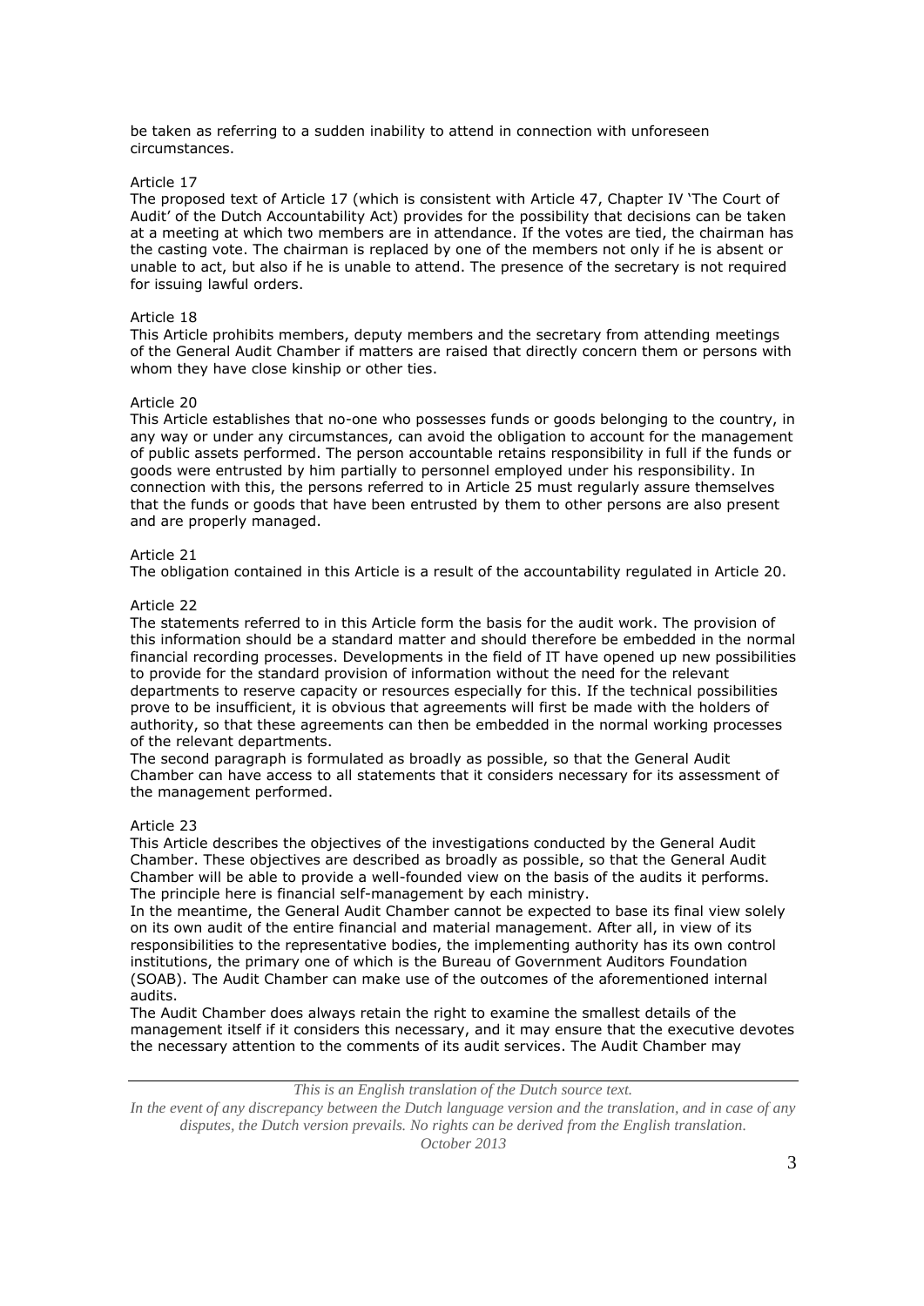be taken as referring to a sudden inability to attend in connection with unforeseen circumstances.

Article 17

The proposed text of Article 17 (which is consistent with Article 47, Chapter IV 'The Court of Audit' of the Dutch Accountability Act) provides for the possibility that decisions can be taken at a meeting at which two members are in attendance. If the votes are tied, the chairman has the casting vote. The chairman is replaced by one of the members not only if he is absent or unable to act, but also if he is unable to attend. The presence of the secretary is not required for issuing lawful orders.

Article 18

This Article prohibits members, deputy members and the secretary from attending meetings of the General Audit Chamber if matters are raised that directly concern them or persons with whom they have close kinship or other ties.

Article 20

This Article establishes that no-one who possesses funds or goods belonging to the country, in any way or under any circumstances, can avoid the obligation to account for the management of public assets performed. The person accountable retains responsibility in full if the funds or goods were entrusted by him partially to personnel employed under his responsibility. In connection with this, the persons referred to in Article 25 must regularly assure themselves that the funds or goods that have been entrusted by them to other persons are also present and are properly managed.

Article 21

The obligation contained in this Article is a result of the accountability regulated in Article 20.

Article 22

The statements referred to in this Article form the basis for the audit work. The provision of this information should be a standard matter and should therefore be embedded in the normal financial recording processes. Developments in the field of IT have opened up new possibilities to provide for the standard provision of information without the need for the relevant departments to reserve capacity or resources especially for this. If the technical possibilities prove to be insufficient, it is obvious that agreements will first be made with the holders of authority, so that these agreements can then be embedded in the normal working processes of the relevant departments.

The second paragraph is formulated as broadly as possible, so that the General Audit Chamber can have access to all statements that it considers necessary for its assessment of the management performed.

Article 23

This Article describes the objectives of the investigations conducted by the General Audit Chamber. These objectives are described as broadly as possible, so that the General Audit Chamber will be able to provide a well-founded view on the basis of the audits it performs. The principle here is financial self-management by each ministry.

In the meantime, the General Audit Chamber cannot be expected to base its final view solely on its own audit of the entire financial and material management. After all, in view of its responsibilities to the representative bodies, the implementing authority has its own control institutions, the primary one of which is the Bureau of Government Auditors Foundation (SOAB). The Audit Chamber can make use of the outcomes of the aforementioned internal audits.

The Audit Chamber does always retain the right to examine the smallest details of the management itself if it considers this necessary, and it may ensure that the executive devotes the necessary attention to the comments of its audit services. The Audit Chamber may

*This is an English translation of the Dutch source text.*

*In the event of any discrepancy between the Dutch language version and the translation, and in case of any disputes, the Dutch version prevails. No rights can be derived from the English translation.*

*October 2013*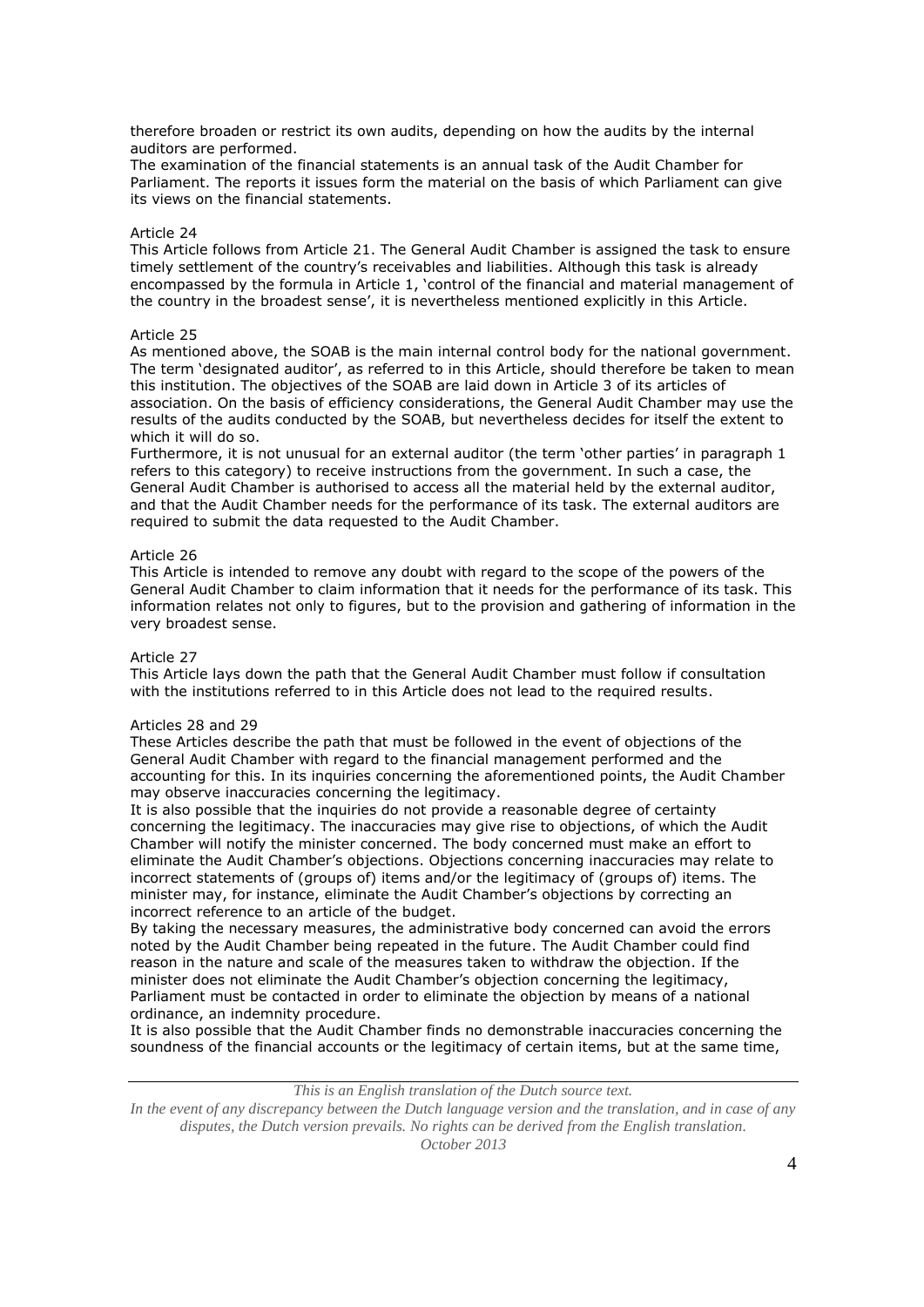therefore broaden or restrict its own audits, depending on how the audits by the internal auditors are performed.
The examination of the financial statements is an annual task of the Audit Chamber for Parliament. The reports it issues form the material on the basis of which Parliament can give its views on the financial statements.

Article 24
This Article follows from Article 21. The General Audit Chamber is assigned the task to ensure timely settlement of the country's receivables and liabilities. Although this task is already encompassed by the formula in Article 1, 'control of the financial and material management of the country in the broadest sense', it is nevertheless mentioned explicitly in this Article.

Article 25
As mentioned above, the SOAB is the main internal control body for the national government. The term 'designated auditor', as referred to in this Article, should therefore be taken to mean this institution. The objectives of the SOAB are laid down in Article 3 of its articles of association. On the basis of efficiency considerations, the General Audit Chamber may use the results of the audits conducted by the SOAB, but nevertheless decides for itself the extent to which it will do so.
Furthermore, it is not unusual for an external auditor (the term 'other parties' in paragraph 1 refers to this category) to receive instructions from the government. In such a case, the General Audit Chamber is authorised to access all the material held by the external auditor, and that the Audit Chamber needs for the performance of its task. The external auditors are required to submit the data requested to the Audit Chamber.

Article 26
This Article is intended to remove any doubt with regard to the scope of the powers of the General Audit Chamber to claim information that it needs for the performance of its task. This information relates not only to figures, but to the provision and gathering of information in the very broadest sense.

Article 27
This Article lays down the path that the General Audit Chamber must follow if consultation with the institutions referred to in this Article does not lead to the required results.

Articles 28 and 29
These Articles describe the path that must be followed in the event of objections of the General Audit Chamber with regard to the financial management performed and the accounting for this. In its inquiries concerning the aforementioned points, the Audit Chamber may observe inaccuracies concerning the legitimacy.
It is also possible that the inquiries do not provide a reasonable degree of certainty concerning the legitimacy. The inaccuracies may give rise to objections, of which the Audit Chamber will notify the minister concerned. The body concerned must make an effort to eliminate the Audit Chamber's objections. Objections concerning inaccuracies may relate to incorrect statements of (groups of) items and/or the legitimacy of (groups of) items. The minister may, for instance, eliminate the Audit Chamber's objections by correcting an incorrect reference to an article of the budget.
By taking the necessary measures, the administrative body concerned can avoid the errors noted by the Audit Chamber being repeated in the future. The Audit Chamber could find reason in the nature and scale of the measures taken to withdraw the objection. If the minister does not eliminate the Audit Chamber's objection concerning the legitimacy, Parliament must be contacted in order to eliminate the objection by means of a national ordinance, an indemnity procedure.
It is also possible that the Audit Chamber finds no demonstrable inaccuracies concerning the soundness of the financial accounts or the legitimacy of certain items, but at the same time,

*This is an English translation of the Dutch source text.*
*In the event of any discrepancy between the Dutch language version and the translation, and in case of any disputes, the Dutch version prevails. No rights can be derived from the English translation.*
*October 2013*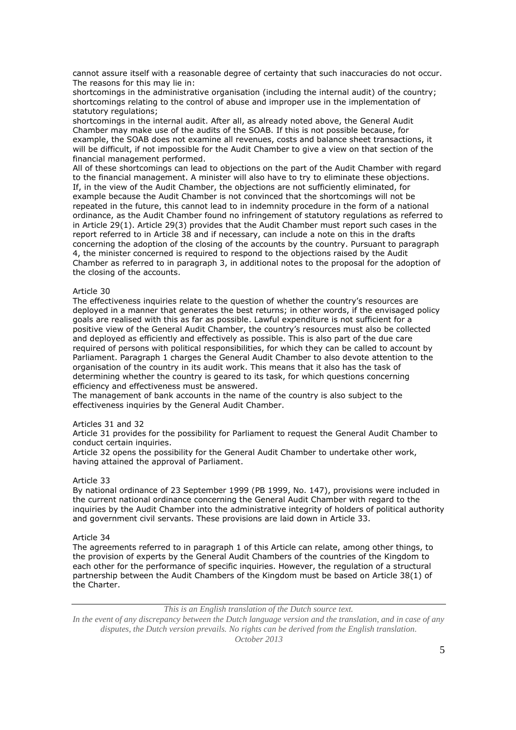cannot assure itself with a reasonable degree of certainty that such inaccuracies do not occur. The reasons for this may lie in:

shortcomings in the administrative organisation (including the internal audit) of the country; shortcomings relating to the control of abuse and improper use in the implementation of statutory regulations;

shortcomings in the internal audit. After all, as already noted above, the General Audit Chamber may make use of the audits of the SOAB. If this is not possible because, for example, the SOAB does not examine all revenues, costs and balance sheet transactions, it will be difficult, if not impossible for the Audit Chamber to give a view on that section of the financial management performed.

All of these shortcomings can lead to objections on the part of the Audit Chamber with regard to the financial management. A minister will also have to try to eliminate these objections. If, in the view of the Audit Chamber, the objections are not sufficiently eliminated, for example because the Audit Chamber is not convinced that the shortcomings will not be repeated in the future, this cannot lead to in indemnity procedure in the form of a national ordinance, as the Audit Chamber found no infringement of statutory regulations as referred to in Article 29(1). Article 29(3) provides that the Audit Chamber must report such cases in the report referred to in Article 38 and if necessary, can include a note on this in the drafts concerning the adoption of the closing of the accounts by the country. Pursuant to paragraph 4, the minister concerned is required to respond to the objections raised by the Audit Chamber as referred to in paragraph 3, in additional notes to the proposal for the adoption of the closing of the accounts.

Article 30

The effectiveness inquiries relate to the question of whether the country's resources are deployed in a manner that generates the best returns; in other words, if the envisaged policy goals are realised with this as far as possible. Lawful expenditure is not sufficient for a positive view of the General Audit Chamber, the country's resources must also be collected and deployed as efficiently and effectively as possible. This is also part of the due care required of persons with political responsibilities, for which they can be called to account by Parliament. Paragraph 1 charges the General Audit Chamber to also devote attention to the organisation of the country in its audit work. This means that it also has the task of determining whether the country is geared to its task, for which questions concerning efficiency and effectiveness must be answered.

The management of bank accounts in the name of the country is also subject to the effectiveness inquiries by the General Audit Chamber.

Articles 31 and 32

Article 31 provides for the possibility for Parliament to request the General Audit Chamber to conduct certain inquiries.

Article 32 opens the possibility for the General Audit Chamber to undertake other work, having attained the approval of Parliament.

Article 33

By national ordinance of 23 September 1999 (PB 1999, No. 147), provisions were included in the current national ordinance concerning the General Audit Chamber with regard to the inquiries by the Audit Chamber into the administrative integrity of holders of political authority and government civil servants. These provisions are laid down in Article 33.

Article 34

The agreements referred to in paragraph 1 of this Article can relate, among other things, to the provision of experts by the General Audit Chambers of the countries of the Kingdom to each other for the performance of specific inquiries. However, the regulation of a structural partnership between the Audit Chambers of the Kingdom must be based on Article 38(1) of the Charter.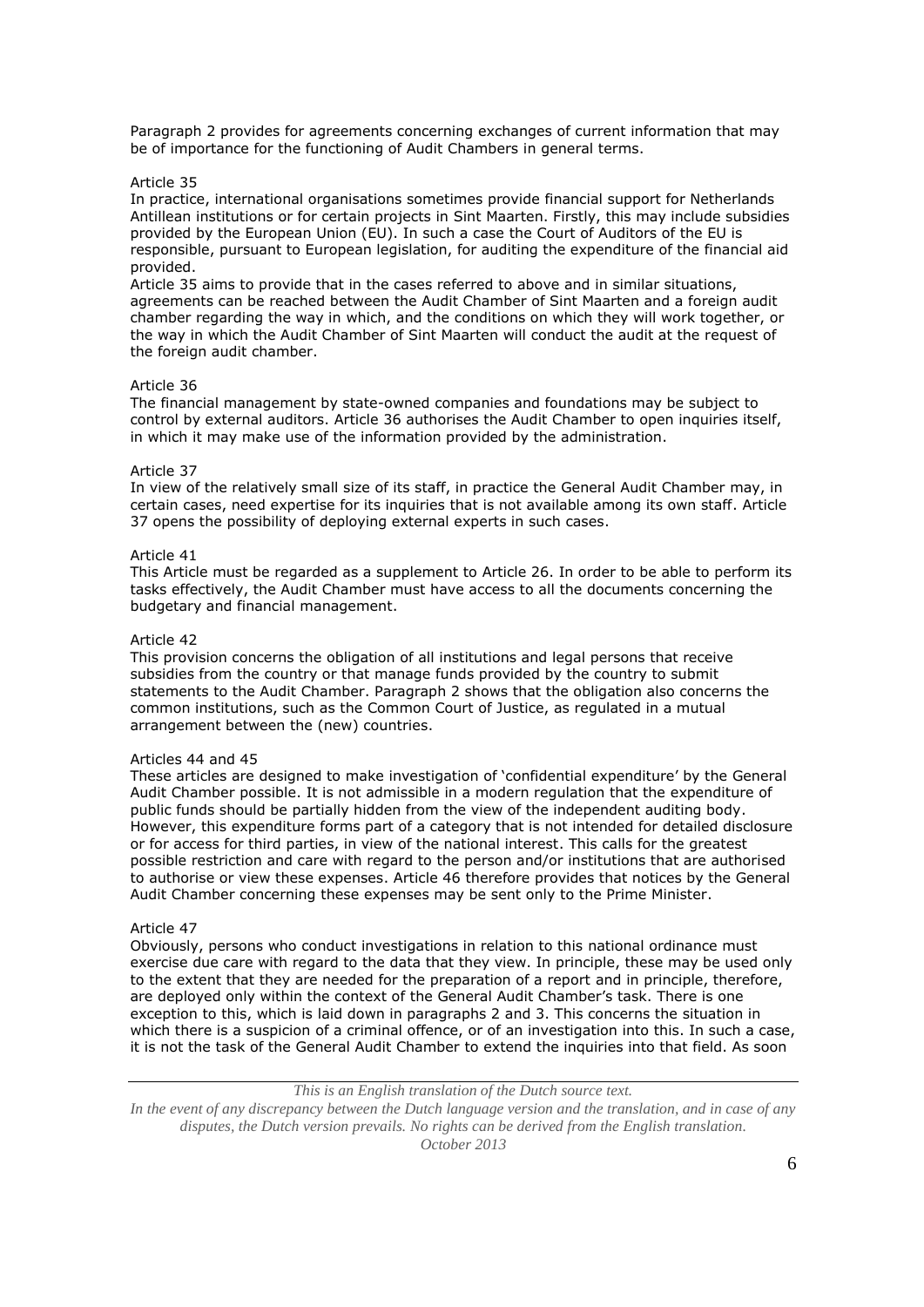Paragraph 2 provides for agreements concerning exchanges of current information that may be of importance for the functioning of Audit Chambers in general terms.

Article 35

In practice, international organisations sometimes provide financial support for Netherlands Antillean institutions or for certain projects in Sint Maarten. Firstly, this may include subsidies provided by the European Union (EU). In such a case the Court of Auditors of the EU is responsible, pursuant to European legislation, for auditing the expenditure of the financial aid provided.

Article 35 aims to provide that in the cases referred to above and in similar situations, agreements can be reached between the Audit Chamber of Sint Maarten and a foreign audit chamber regarding the way in which, and the conditions on which they will work together, or the way in which the Audit Chamber of Sint Maarten will conduct the audit at the request of the foreign audit chamber.

Article 36

The financial management by state-owned companies and foundations may be subject to control by external auditors. Article 36 authorises the Audit Chamber to open inquiries itself, in which it may make use of the information provided by the administration.

Article 37

In view of the relatively small size of its staff, in practice the General Audit Chamber may, in certain cases, need expertise for its inquiries that is not available among its own staff. Article 37 opens the possibility of deploying external experts in such cases.

Article 41

This Article must be regarded as a supplement to Article 26. In order to be able to perform its tasks effectively, the Audit Chamber must have access to all the documents concerning the budgetary and financial management.

Article 42

This provision concerns the obligation of all institutions and legal persons that receive subsidies from the country or that manage funds provided by the country to submit statements to the Audit Chamber. Paragraph 2 shows that the obligation also concerns the common institutions, such as the Common Court of Justice, as regulated in a mutual arrangement between the (new) countries.

Articles 44 and 45

These articles are designed to make investigation of 'confidential expenditure' by the General Audit Chamber possible. It is not admissible in a modern regulation that the expenditure of public funds should be partially hidden from the view of the independent auditing body. However, this expenditure forms part of a category that is not intended for detailed disclosure or for access for third parties, in view of the national interest. This calls for the greatest possible restriction and care with regard to the person and/or institutions that are authorised to authorise or view these expenses. Article 46 therefore provides that notices by the General Audit Chamber concerning these expenses may be sent only to the Prime Minister.

Article 47

Obviously, persons who conduct investigations in relation to this national ordinance must exercise due care with regard to the data that they view. In principle, these may be used only to the extent that they are needed for the preparation of a report and in principle, therefore, are deployed only within the context of the General Audit Chamber's task. There is one exception to this, which is laid down in paragraphs 2 and 3. This concerns the situation in which there is a suspicion of a criminal offence, or of an investigation into this. In such a case, it is not the task of the General Audit Chamber to extend the inquiries into that field. As soon

*This is an English translation of the Dutch source text.*
*In the event of any discrepancy between the Dutch language version and the translation, and in case of any disputes, the Dutch version prevails. No rights can be derived from the English translation.*
*October 2013*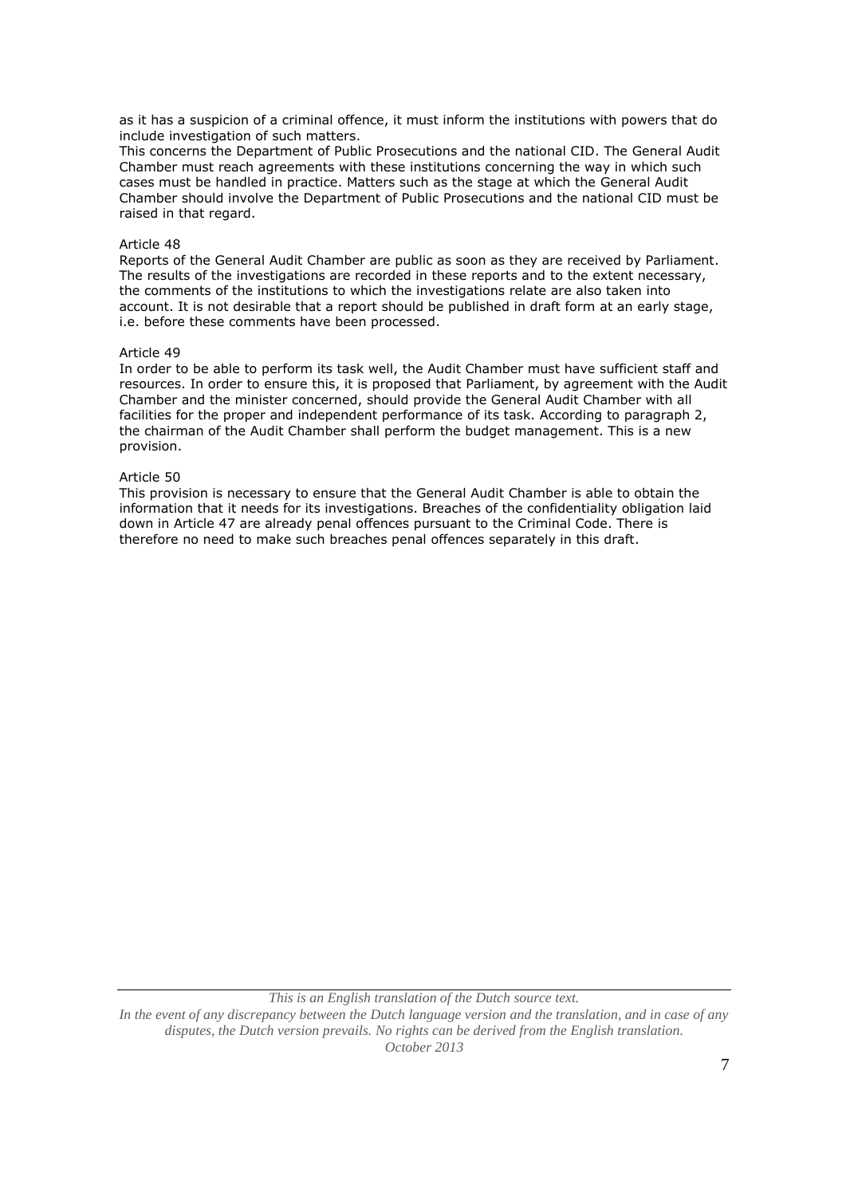as it has a suspicion of a criminal offence, it must inform the institutions with powers that do include investigation of such matters.
This concerns the Department of Public Prosecutions and the national CID. The General Audit Chamber must reach agreements with these institutions concerning the way in which such cases must be handled in practice. Matters such as the stage at which the General Audit Chamber should involve the Department of Public Prosecutions and the national CID must be raised in that regard.

Article 48
Reports of the General Audit Chamber are public as soon as they are received by Parliament. The results of the investigations are recorded in these reports and to the extent necessary, the comments of the institutions to which the investigations relate are also taken into account. It is not desirable that a report should be published in draft form at an early stage, i.e. before these comments have been processed.

Article 49
In order to be able to perform its task well, the Audit Chamber must have sufficient staff and resources. In order to ensure this, it is proposed that Parliament, by agreement with the Audit Chamber and the minister concerned, should provide the General Audit Chamber with all facilities for the proper and independent performance of its task. According to paragraph 2, the chairman of the Audit Chamber shall perform the budget management. This is a new provision.

Article 50
This provision is necessary to ensure that the General Audit Chamber is able to obtain the information that it needs for its investigations. Breaches of the confidentiality obligation laid down in Article 47 are already penal offences pursuant to the Criminal Code. There is therefore no need to make such breaches penal offences separately in this draft.

*This is an English translation of the Dutch source text.*
*In the event of any discrepancy between the Dutch language version and the translation, and in case of any disputes, the Dutch version prevails. No rights can be derived from the English translation.*
*October 2013*